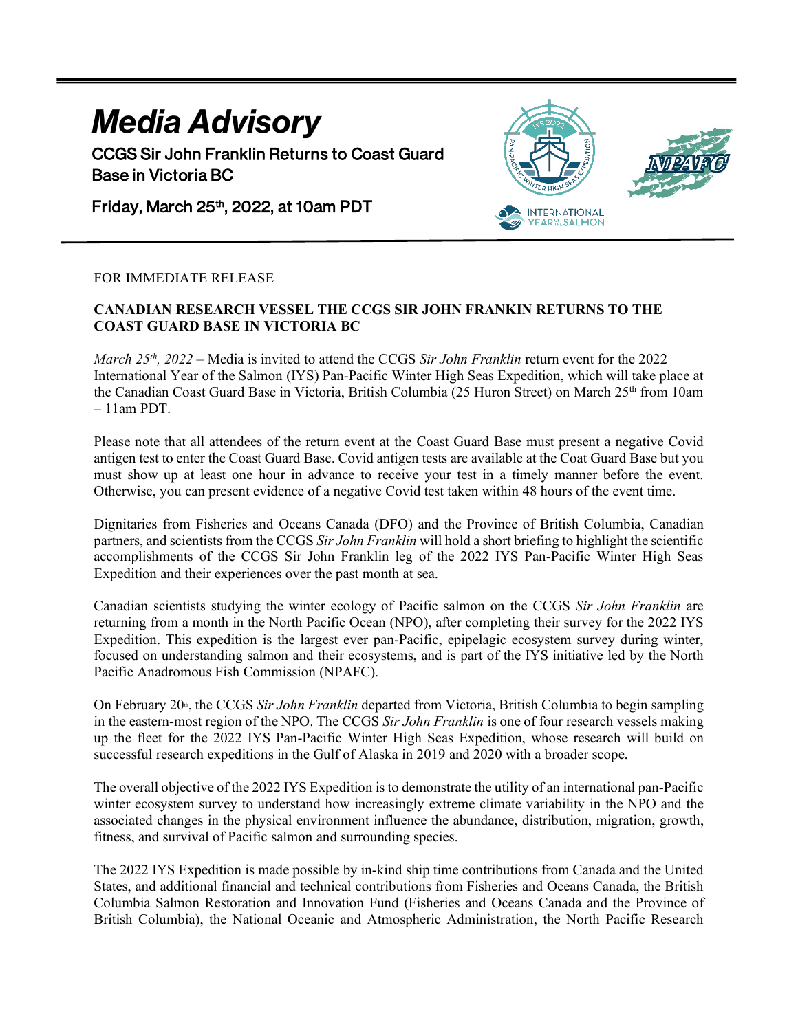# Media Advisory

## CCGS Sir John Franklin Returns to Coast Guard Base in Victoria BC

### Friday, March 25th, 2022, at 10am PDT

FOR IMMEDIATE RELEASE

**CANADIAN RESEARCH VESSEL THE CCGS SIR JOHN FRANKIN RETURNS TO THE COAST GUARD BASE IN VICTORIA BC**

*March 25th, 2022* – Media is invited to attend the CCGS *Sir John Franklin* return event for the 2022 International Year of the Salmon (IYS) Pan-Pacific Winter High Seas Expedition, which will take place at the Canadian Coast Guard Base in Victoria, British Columbia (25 Huron Street) on March 25th from 10am – 11am PDT.

Please note that all attendees of the return event at the Coast Guard Base must present a negative Covid antigen test to enter the Coast Guard Base. Covid antigen tests are available at the Coat Guard Base but you must show up at least one hour in advance to receive your test in a timely manner before the event. Otherwise, you can present evidence of a negative Covid test taken within 48 hours of the event time.

Dignitaries from Fisheries and Oceans Canada (DFO) and the Province of British Columbia, Canadian partners, and scientists from the CCGS *Sir John Franklin* will hold a short briefing to highlight the scientific accomplishments of the CCGS Sir John Franklin leg of the 2022 IYS Pan-Pacific Winter High Seas Expedition and their experiences over the past month at sea.

Canadian scientists studying the winter ecology of Pacific salmon on the CCGS *Sir John Franklin* are returning from a month in the North Pacific Ocean (NPO), after completing their survey for the 2022 IYS Expedition. This expedition is the largest ever pan-Pacific, epipelagic ecosystem survey during winter, focused on understanding salmon and their ecosystems, and is part of the IYS initiative led by the North Pacific Anadromous Fish Commission (NPAFC).

On February 20th, the CCGS *Sir John Franklin* departed from Victoria, British Columbia to begin sampling in the eastern-most region of the NPO. The CCGS *Sir John Franklin* is one of four research vessels making up the fleet for the 2022 IYS Pan-Pacific Winter High Seas Expedition, whose research will build on successful research expeditions in the Gulf of Alaska in 2019 and 2020 with a broader scope.

The overall objective of the 2022 IYS Expedition is to demonstrate the utility of an international pan-Pacific winter ecosystem survey to understand how increasingly extreme climate variability in the NPO and the associated changes in the physical environment influence the abundance, distribution, migration, growth, fitness, and survival of Pacific salmon and surrounding species.

The 2022 IYS Expedition is made possible by in-kind ship time contributions from Canada and the United States, and additional financial and technical contributions from Fisheries and Oceans Canada, the British Columbia Salmon Restoration and Innovation Fund (Fisheries and Oceans Canada and the Province of British Columbia), the National Oceanic and Atmospheric Administration, the North Pacific Research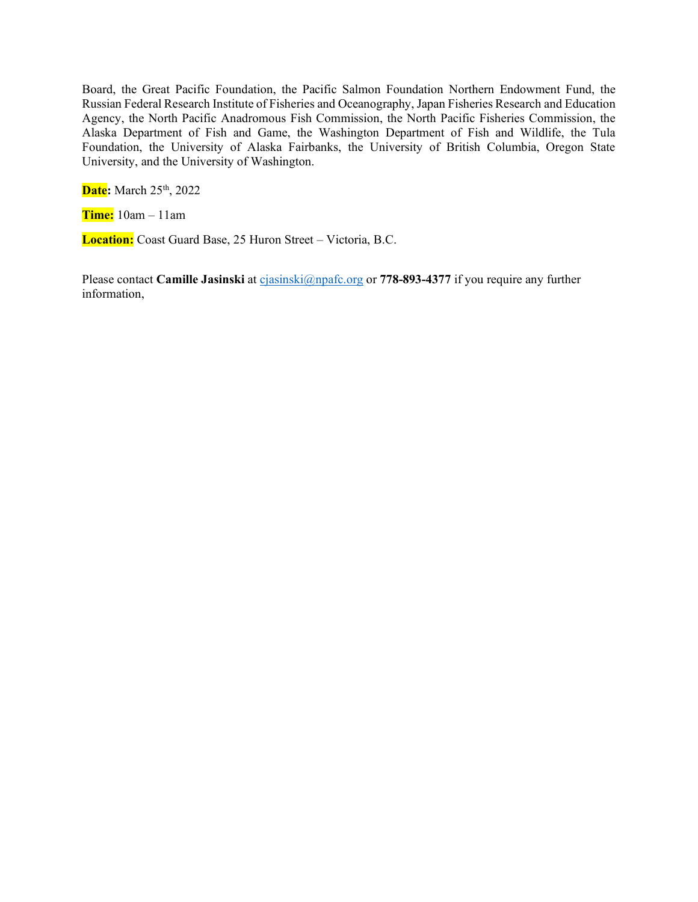Board, the Great Pacific Foundation, the Pacific Salmon Foundation Northern Endowment Fund, the Russian Federal Research Institute of Fisheries and Oceanography, Japan Fisheries Research and Education Agency, the North Pacific Anadromous Fish Commission, the North Pacific Fisheries Commission, the Alaska Department of Fish and Game, the Washington Department of Fish and Wildlife, the Tula Foundation, the University of Alaska Fairbanks, the University of British Columbia, Oregon State University, and the University of Washington.

**Date:** March 25th, 2022

**Time:** 10am – 11am

**Location:** Coast Guard Base, 25 Huron Street – Victoria, B.C.

Please contact **Camille Jasinski** at cjasinski@npafc.org or **778-893-4377** if you require any further information,